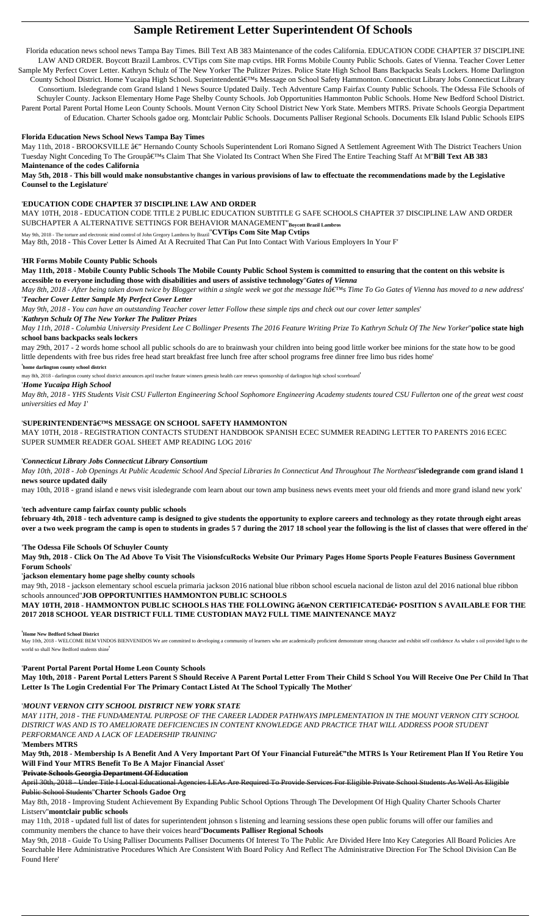# Sample Retirement Letter Superintendent Of Schools

Florida education news school news Tampa Bay Times. Bill Text AB 383 Maintenance of the codes California. EDUCATION CODE CHAPTER 37 DISCIPLINE LAW AND ORDER. Boycott Brazil Lambros. CVTips com Site map cvtips. HR Forms Mobile County Public Schools. Gates of Vienna. Teacher Cover Letter Sample My Perfect Cover Letter. Kathryn Schulz of The New Yorker The Pulitzer Prizes. Police State High School Bans Backpacks Seals Lockers. Home Darlington County School District. Home Yucaipa High School. Superintendentâ€™s Message on School Safety Hammonton. Connecticut Library Jobs Connecticut Library Consortium. Isledegrande com Grand Island 1 News Source Updated Daily. Tech Adventure Camp Fairfax County Public Schools. The Odessa File Schools of Schuyler County. Jackson Elementary Home Page Shelby County Schools. Job Opportunities Hammonton Public Schools. Home New Bedford School District. Parent Portal Parent Portal Home Leon County Schools. Mount Vernon City School District New York State. Members MTRS. Private Schools Georgia Department of Education. Charter Schools gadoe org. Montclair Public Schools. Documents Palliser Regional Schools. Documents Elk Island Public Schools EIPS

**Florida Education News School News Tampa Bay Times**

May 11th, 2018 - BROOKSVILLE â€" Hernando County Schools Superintendent Lori Romano Signed A Settlement Agreement With The District Teachers Union Tuesday Night Conceding To The Groupâ€™s Claim That She Violated Its Contract When She Fired The Entire Teaching Staff At M''**Bill Text AB 383 Maintenance of the codes California**

**May 5th, 2018 - This bill would make nonsubstantive changes in various provisions of law to effectuate the recommendations made by the Legislative Counsel to the Legislature**'

'**EDUCATION CODE CHAPTER 37 DISCIPLINE LAW AND ORDER**

MAY 10TH, 2018 - EDUCATION CODE TITLE 2 PUBLIC EDUCATION SUBTITLE G SAFE SCHOOLS CHAPTER 37 DISCIPLINE LAW AND ORDER SUBCHAPTER A ALTERNATIVE SETTINGS FOR BEHAVIOR MANAGEMENT''**Boycott Brazil Lambros**

May 9th, 2018 - The torture and electronic mind control of John Gregory Lambros by Brazil''**CVTips Com Site Map Cvtips**

May 8th, 2018 - This Cover Letter Is Aimed At A Recruited That Can Put Into Contact With Various Employers In Your F'

'**HR Forms Mobile County Public Schools**

**May 11th, 2018 - Mobile County Public Schools The Mobile County Public School System is committed to ensuring that the content on this website is accessible to everyone including those with disabilities and users of assistive technology**''*Gates of Vienna*

*May 8th, 2018 - After being taken down twice by Blogger within a single week we got the message Itâ€™s Time To Go Gates of Vienna has moved to a new address*'

'*Teacher Cover Letter Sample My Perfect Cover Letter*

*May 9th, 2018 - You can have an outstanding Teacher cover letter Follow these simple tips and check out our cover letter samples*'

'*Kathryn Schulz Of The New Yorker The Pulitzer Prizes*

*May 11th, 2018 - Columbia University President Lee C Bollinger Presents The 2016 Feature Writing Prize To Kathryn Schulz Of The New Yorker*''**police state high school bans backpacks seals lockers**

may 29th, 2017 - 2 words home school all public schools do are to brainwash your children into being good little worker bee minions for the state how to be good little dependents with free bus rides free head start breakfast free lunch free after school programs free dinner free limo bus rides home'

'**home darlington county school district**

may 8th, 2018 - darlington county school district announces april teacher feature winners genesis health care renews sponsorship of darlington high school scoreboard'

'*Home Yucaipa High School*

*May 8th, 2018 - YHS Students Visit CSU Fullerton Engineering School Sophomore Engineering Academy students toured CSU Fullerton one of the great west coast universities ed May 1*'

'**SUPERINTENDENTâ€™S MESSAGE ON SCHOOL SAFETY HAMMONTON**

MAY 10TH, 2018 - REGISTRATION CONTACTS STUDENT HANDBOOK SPANISH ECEC SUMMER READING LETTER TO PARENTS 2016 ECEC SUPER SUMMER READER GOAL SHEET AMP READING LOG 2016'

'*Connecticut Library Jobs Connecticut Library Consortium*

*May 10th, 2018 - Job Openings At Public Academic School And Special Libraries In Connecticut And Throughout The Northeast*''**isledegrande com grand island 1 news source updated daily**

may 10th, 2018 - grand island e news visit isledegrande com learn about our town amp business news events meet your old friends and more grand island new york'

'**tech adventure camp fairfax county public schools**

**february 4th, 2018 - tech adventure camp is designed to give students the opportunity to explore careers and technology as they rotate through eight areas over a two week program the camp is open to students in grades 5 7 during the 2017 18 school year the following is the list of classes that were offered in the**'

'**The Odessa File Schools Of Schuyler County**

**May 9th, 2018 - Click On The Ad Above To Visit The VisionsfcuRocks Website Our Primary Pages Home Sports People Features Business Government Forum Schools**'

'**jackson elementary home page shelby county schools**

may 9th, 2018 - jackson elementary school escuela primaria jackson 2016 national blue ribbon school escuela nacional de liston azul del 2016 national blue ribbon schools announced''**JOB OPPORTUNITIES HAMMONTON PUBLIC SCHOOLS**

**MAY 10TH, 2018 - HAMMONTON PUBLIC SCHOOLS HAS THE FOLLOWING â€œNON CERTIFICATEDâ€• POSITION S AVAILABLE FOR THE 2017 2018 SCHOOL YEAR DISTRICT FULL TIME CUSTODIAN MAY2 FULL TIME MAINTENANCE MAY2**'

'**Home New Bedford School District**

May 10th, 2018 - WELCOME BEM VINDOS BIENVENIDOS We are committed to developing a community of learners who are academically proficient demonstrate strong character and exhibit self confidence As whaler s oil provided light to the world so shall New Bedford students shine'

'**Parent Portal Parent Portal Home Leon County Schools**

**May 10th, 2018 - Parent Portal Letters Parent S Should Receive A Parent Portal Letter From Their Child S School You Will Receive One Per Child In That Letter Is The Login Credential For The Primary Contact Listed At The School Typically The Mother**'

'*MOUNT VERNON CITY SCHOOL DISTRICT NEW YORK STATE*

*MAY 11TH, 2018 - THE FUNDAMENTAL PURPOSE OF THE CAREER LADDER PATHWAYS IMPLEMENTATION IN THE MOUNT VERNON CITY SCHOOL DISTRICT WAS AND IS TO AMELIORATE DEFICIENCIES IN CONTENT KNOWLEDGE AND PRACTICE THAT WILL ADDRESS POOR STUDENT PERFORMANCE AND A LACK OF LEADERSHIP TRAINING*'

'**Members MTRS**

**May 9th, 2018 - Membership Is A Benefit And A Very Important Part Of Your Financial Futureâ€"the MTRS Is Your Retirement Plan If You Retire You Will Find Your MTRS Benefit To Be A Major Financial Asset**'

'**Private Schools Georgia Department Of Education**

April 30th, 2018 - Under Title I Local Educational Agencies LEAs Are Required To Provide Services For Eligible Private School Students As Well As Eligible Public School Students''**Charter Schools Gadoe Org**

May 8th, 2018 - Improving Student Achievement By Expanding Public School Options Through The Development Of High Quality Charter Schools Charter Listserv''**montclair public schools**

may 11th, 2018 - updated full list of dates for superintendent johnson s listening and learning sessions these open public forums will offer our families and community members the chance to have their voices heard''**Documents Palliser Regional Schools**

May 9th, 2018 - Guide To Using Palliser Documents Palliser Documents Of Interest To The Public Are Divided Here Into Key Categories All Board Policies Are Searchable Here Administrative Procedures Which Are Consistent With Board Policy And Reflect The Administrative Direction For The School Division Can Be Found Here'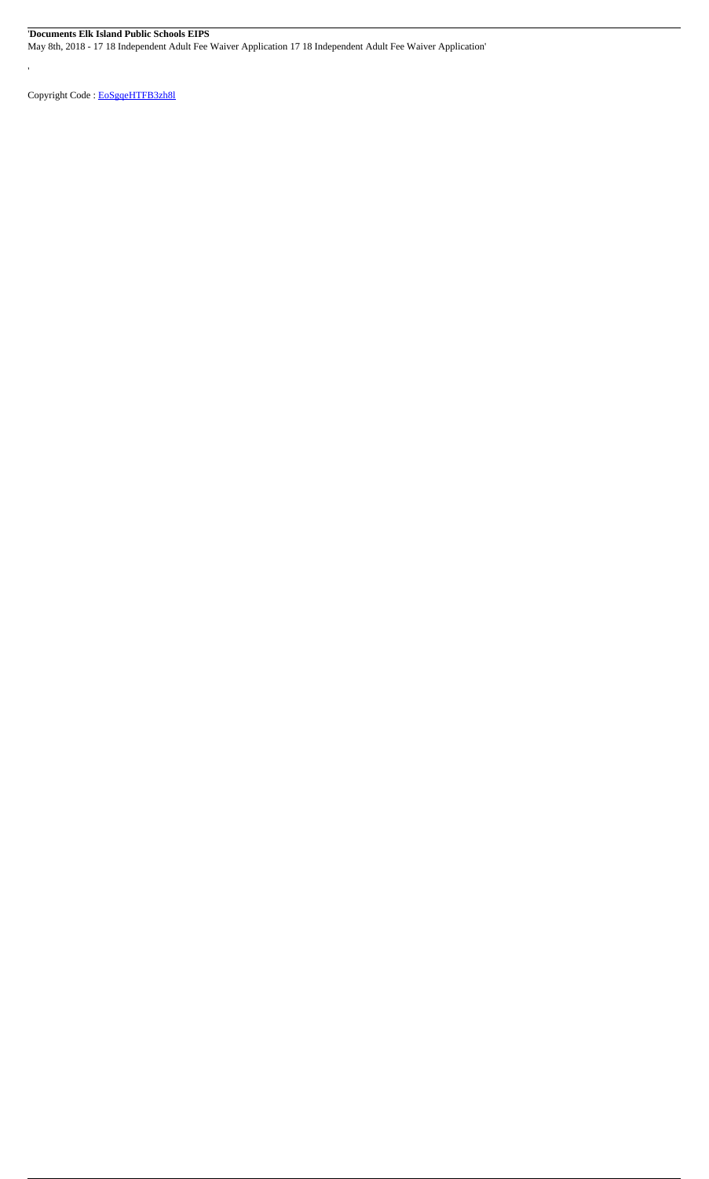'**Documents Elk Island Public Schools EIPS**
May 8th, 2018 - 17 18 Independent Adult Fee Waiver Application 17 18 Independent Adult Fee Waiver Application'

'

Copyright Code : EoSgqeHTFB3zh8l